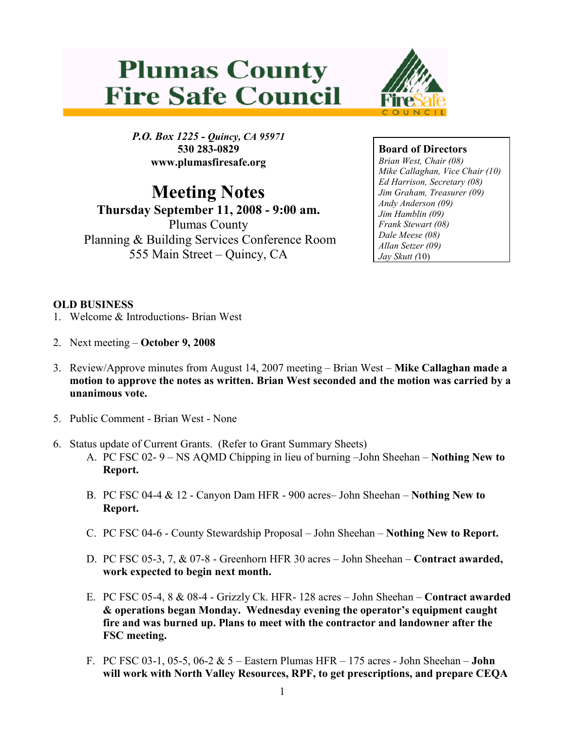# Plumas County Fire Safe Council

*P.O. Box 1225 - Quincy, CA 95971*
**530 283-0829**
**www.plumasfiresafe.org**

## Meeting Notes

**Thursday September 11, 2008 - 9:00 am.**
Plumas County
Planning & Building Services Conference Room
555 Main Street – Quincy, CA

**Board of Directors**
*Brian West, Chair (08)*
*Mike Callaghan, Vice Chair (10)*
*Ed Harrison, Secretary (08)*
*Jim Graham, Treasurer (09)*
*Andy Anderson (09)*
*Jim Hamblin (09)*
*Frank Stewart (08)*
*Dale Meese (08)*
*Allan Setzer (09)*
*Jay Skutt (*10)

**OLD BUSINESS**

1. Welcome & Introductions- Brian West

2. Next meeting – **October 9, 2008**

3. Review/Approve minutes from August 14, 2007 meeting – Brian West – **Mike Callaghan made a motion to approve the notes as written. Brian West seconded and the motion was carried by a unanimous vote.**

5. Public Comment - Brian West - None

6. Status update of Current Grants. (Refer to Grant Summary Sheets)
   A. PC FSC 02- 9 – NS AQMD Chipping in lieu of burning –John Sheehan – **Nothing New to Report.**

   B. PC FSC 04-4 & 12 - Canyon Dam HFR - 900 acres– John Sheehan – **Nothing New to Report.**

   C. PC FSC 04-6 - County Stewardship Proposal – John Sheehan – **Nothing New to Report.**

   D. PC FSC 05-3, 7, & 07-8 - Greenhorn HFR 30 acres – John Sheehan – **Contract awarded, work expected to begin next month.**

   E. PC FSC 05-4, 8 & 08-4 - Grizzly Ck. HFR- 128 acres – John Sheehan – **Contract awarded & operations began Monday. Wednesday evening the operator's equipment caught fire and was burned up. Plans to meet with the contractor and landowner after the FSC meeting.**

   F. PC FSC 03-1, 05-5, 06-2 & 5 – Eastern Plumas HFR – 175 acres - John Sheehan – **John will work with North Valley Resources, RPF, to get prescriptions, and prepare CEQA**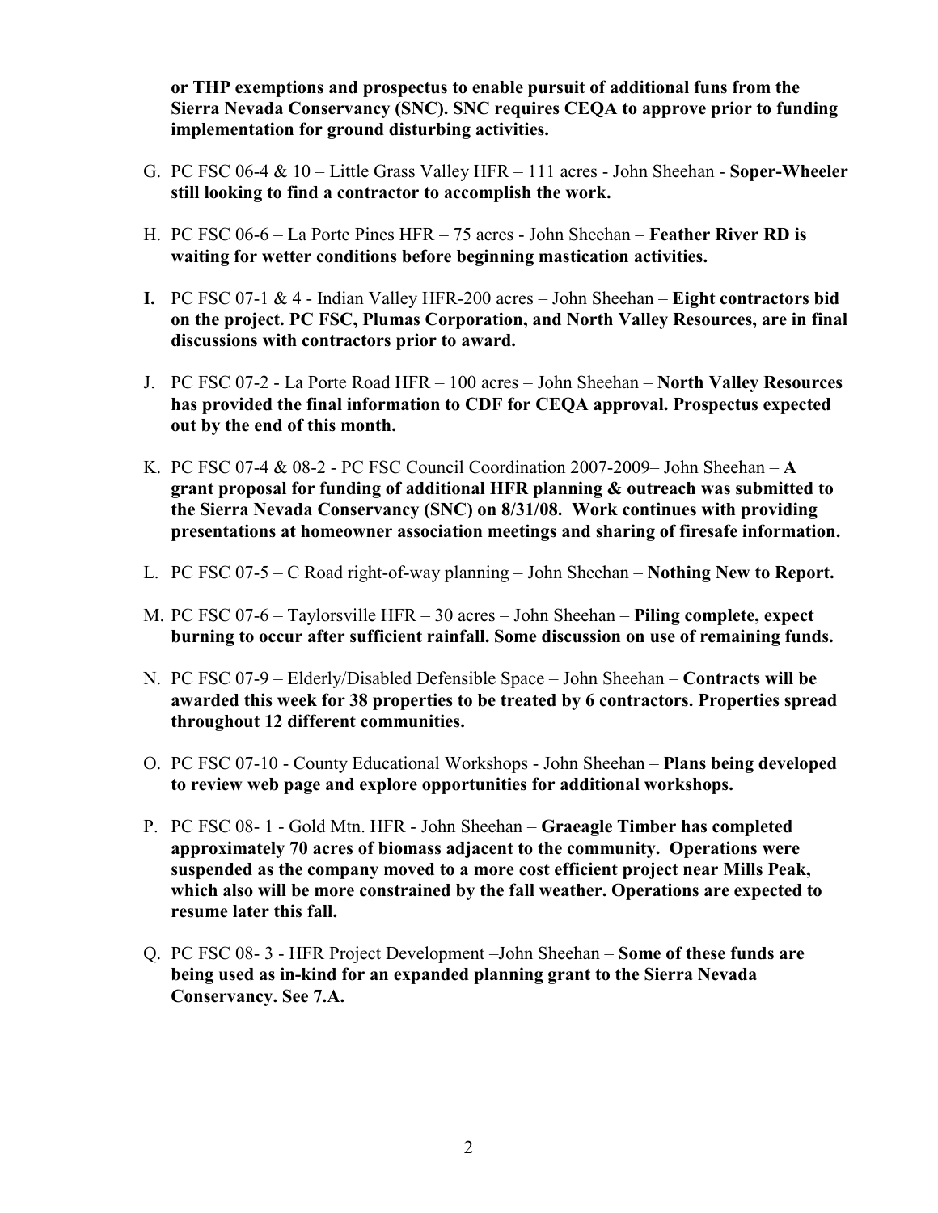**or THP exemptions and prospectus to enable pursuit of additional funs from the Sierra Nevada Conservancy (SNC). SNC requires CEQA to approve prior to funding implementation for ground disturbing activities.**

G. PC FSC 06-4 & 10 – Little Grass Valley HFR – 111 acres - John Sheehan - **Soper-Wheeler still looking to find a contractor to accomplish the work.**

H. PC FSC 06-6 – La Porte Pines HFR – 75 acres - John Sheehan – **Feather River RD is waiting for wetter conditions before beginning mastication activities.**

**I.** PC FSC 07-1 & 4 - Indian Valley HFR-200 acres – John Sheehan – **Eight contractors bid on the project. PC FSC, Plumas Corporation, and North Valley Resources, are in final discussions with contractors prior to award.**

J. PC FSC 07-2 - La Porte Road HFR – 100 acres – John Sheehan – **North Valley Resources has provided the final information to CDF for CEQA approval. Prospectus expected out by the end of this month.**

K. PC FSC 07-4 & 08-2 - PC FSC Council Coordination 2007-2009– John Sheehan – **A grant proposal for funding of additional HFR planning & outreach was submitted to the Sierra Nevada Conservancy (SNC) on 8/31/08. Work continues with providing presentations at homeowner association meetings and sharing of firesafe information.**

L. PC FSC 07-5 – C Road right-of-way planning – John Sheehan – **Nothing New to Report.**

M. PC FSC 07-6 – Taylorsville HFR – 30 acres – John Sheehan – **Piling complete, expect burning to occur after sufficient rainfall. Some discussion on use of remaining funds.**

N. PC FSC 07-9 – Elderly/Disabled Defensible Space – John Sheehan – **Contracts will be awarded this week for 38 properties to be treated by 6 contractors. Properties spread throughout 12 different communities.**

O. PC FSC 07-10 - County Educational Workshops - John Sheehan – **Plans being developed to review web page and explore opportunities for additional workshops.**

P. PC FSC 08- 1 - Gold Mtn. HFR - John Sheehan – **Graeagle Timber has completed approximately 70 acres of biomass adjacent to the community. Operations were suspended as the company moved to a more cost efficient project near Mills Peak, which also will be more constrained by the fall weather. Operations are expected to resume later this fall.**

Q. PC FSC 08- 3 - HFR Project Development –John Sheehan – **Some of these funds are being used as in-kind for an expanded planning grant to the Sierra Nevada Conservancy. See 7.A.**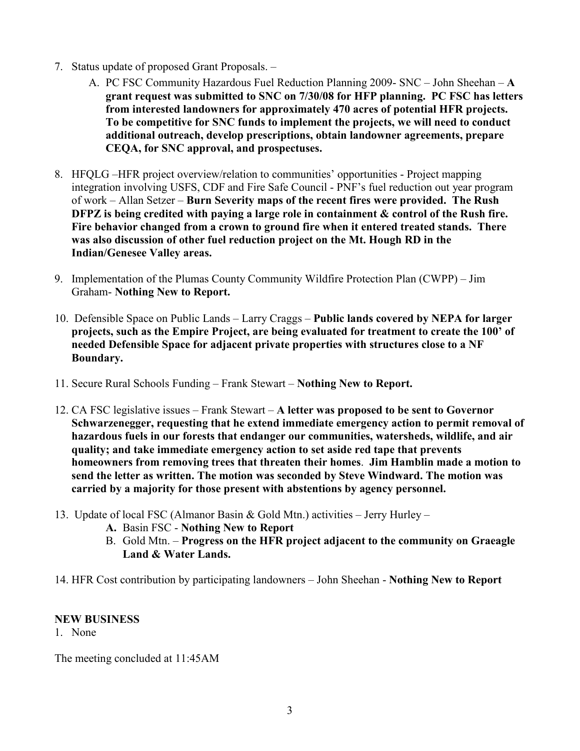7. Status update of proposed Grant Proposals. –
   A. PC FSC Community Hazardous Fuel Reduction Planning 2009- SNC – John Sheehan – **A grant request was submitted to SNC on 7/30/08 for HFP planning. PC FSC has letters from interested landowners for approximately 470 acres of potential HFR projects. To be competitive for SNC funds to implement the projects, we will need to conduct additional outreach, develop prescriptions, obtain landowner agreements, prepare CEQA, for SNC approval, and prospectuses.**

8. HFQLG –HFR project overview/relation to communities' opportunities - Project mapping integration involving USFS, CDF and Fire Safe Council - PNF's fuel reduction out year program of work – Allan Setzer – **Burn Severity maps of the recent fires were provided. The Rush DFPZ is being credited with paying a large role in containment & control of the Rush fire. Fire behavior changed from a crown to ground fire when it entered treated stands. There was also discussion of other fuel reduction project on the Mt. Hough RD in the Indian/Genesee Valley areas.**

9. Implementation of the Plumas County Community Wildfire Protection Plan (CWPP) – Jim Graham- **Nothing New to Report.**

10. Defensible Space on Public Lands – Larry Craggs – **Public lands covered by NEPA for larger projects, such as the Empire Project, are being evaluated for treatment to create the 100' of needed Defensible Space for adjacent private properties with structures close to a NF Boundary.**

11. Secure Rural Schools Funding – Frank Stewart – **Nothing New to Report.**

12. CA FSC legislative issues – Frank Stewart – **A letter was proposed to be sent to Governor Schwarzenegger, requesting that he extend immediate emergency action to permit removal of hazardous fuels in our forests that endanger our communities, watersheds, wildlife, and air quality; and take immediate emergency action to set aside red tape that prevents homeowners from removing trees that threaten their homes**. **Jim Hamblin made a motion to send the letter as written. The motion was seconded by Steve Windward. The motion was carried by a majority for those present with abstentions by agency personnel.**

13. Update of local FSC (Almanor Basin & Gold Mtn.) activities – Jerry Hurley –
    **A.** Basin FSC - **Nothing New to Report**
    B. Gold Mtn. – **Progress on the HFR project adjacent to the community on Graeagle Land & Water Lands.**

14. HFR Cost contribution by participating landowners – John Sheehan - **Nothing New to Report**

**NEW BUSINESS**

1. None

The meeting concluded at 11:45AM